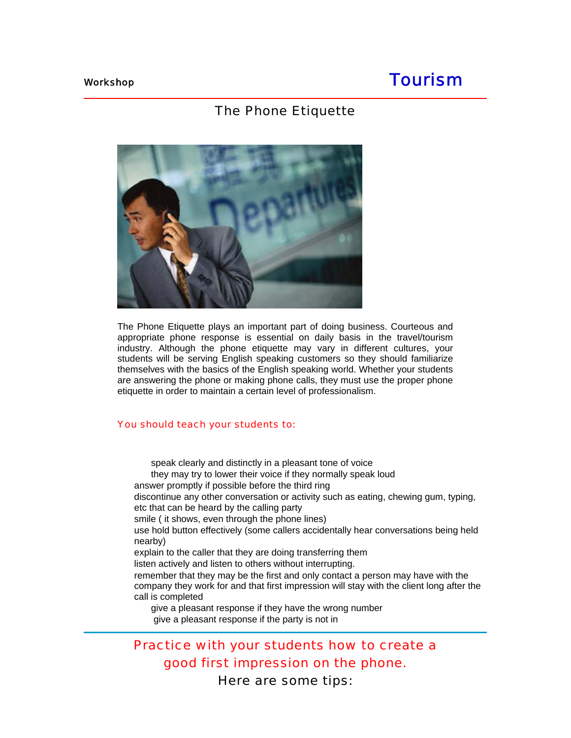Workshop

# Tourism

## The Phone Etiquette

The Phone Etiquette plays an important part of doing business. Courteous and appropriate phone response is essential on daily basis in the travel/tourism industry. Although the phone etiquette may vary in different cultures, your students will be serving English speaking customers so they should familiarize themselves with the basics of the English speaking world. Whether your students are answering the phone or making phone calls, they must use the proper phone etiquette in order to maintain a certain level of professionalism.

### You should teach your students to:

- speak clearly and distinctly in a pleasant tone of voice
- they may try to lower their voice if they normally speak loud
- answer promptly if possible before the third ring
- discontinue any other conversation or activity such as eating, chewing gum, typing, etc that can be heard by the calling party
- smile ( it shows, even through the phone lines)
- use hold button effectively (some callers accidentally hear conversations being held nearby)
- explain to the caller that they are doing transferring them
- listen actively and listen to others without interrupting.
- remember that they may be the first and only contact a person may have with the company they work for and that first impression will stay with the client long after the call is completed
- give a pleasant response if they have the wrong number
- give a pleasant response if the party is not in

---

### Practice with your students how to create a good first impression on the phone.

Here are some tips: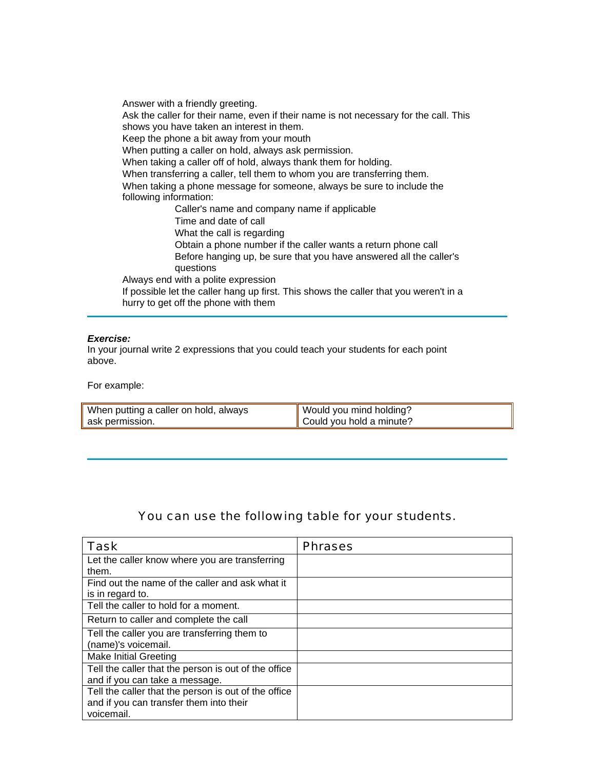Answer with a friendly greeting.
Ask the caller for their name, even if their name is not necessary for the call. This shows you have taken an interest in them.
Keep the phone a bit away from your mouth
When putting a caller on hold, always ask permission.
When taking a caller off of hold, always thank them for holding.
When transferring a caller, tell them to whom you are transferring them.
When taking a phone message for someone, always be sure to include the following information:

- Caller's name and company name if applicable
- Time and date of call
- What the call is regarding
- Obtain a phone number if the caller wants a return phone call
- Before hanging up, be sure that you have answered all the caller's questions

Always end with a polite expression
If possible let the caller hang up first. This shows the caller that you weren't in a hurry to get off the phone with them

---

***Exercise:***
In your journal write 2 expressions that you could teach your students for each point above.

For example:

| When putting a caller on hold, always ask permission. | Would you mind holding?<br>Could you hold a minute? |
|---|---|

---

## You can use the following table for your students.

| Task | Phrases |
|---|---|
| Let the caller know where you are transferring them. | |
| Find out the name of the caller and ask what it is in regard to. | |
| Tell the caller to hold for a moment. | |
| Return to caller and complete the call | |
| Tell the caller you are transferring them to (name)'s voicemail. | |
| Make Initial Greeting | |
| Tell the caller that the person is out of the office and if you can take a message. | |
| Tell the caller that the person is out of the office and if you can transfer them into their voicemail. | |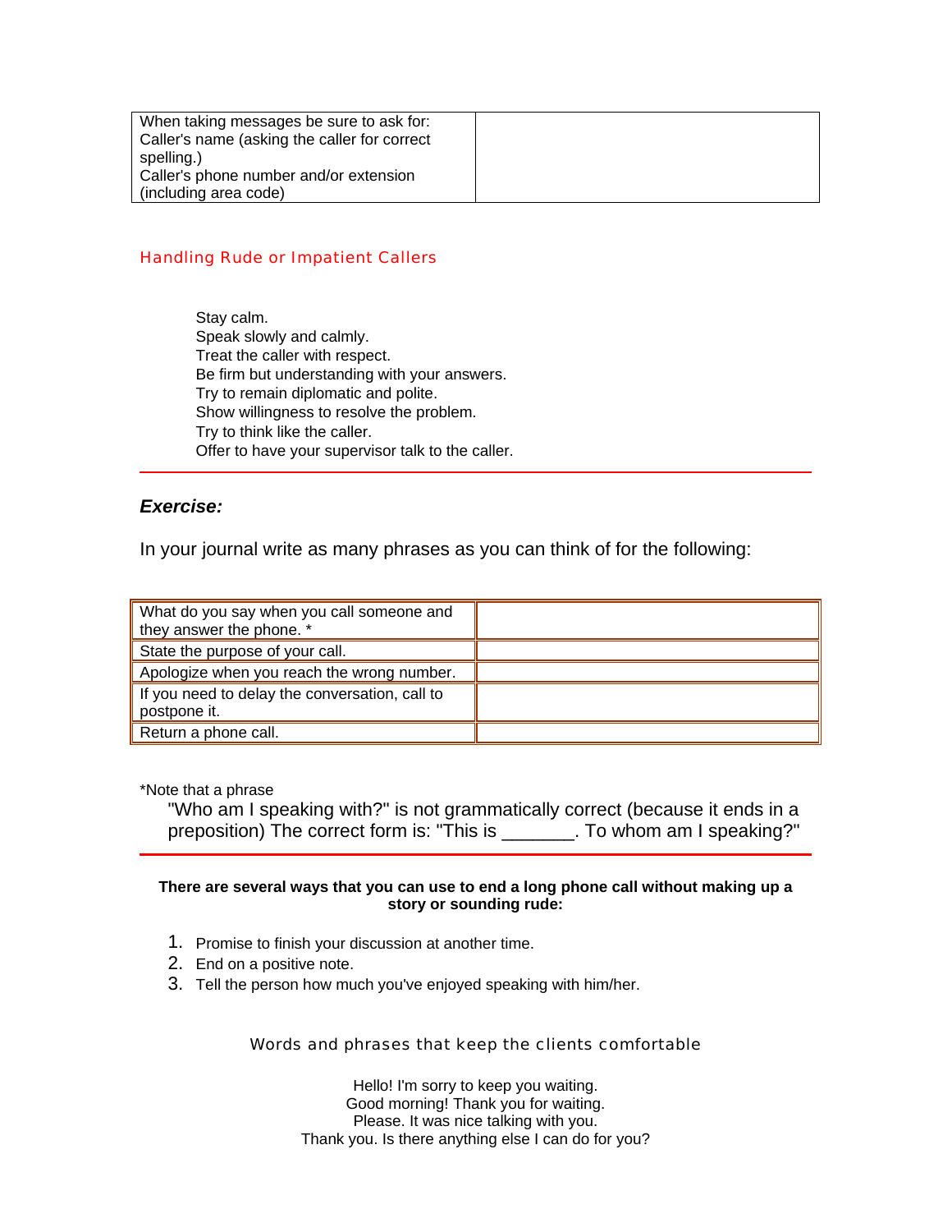| When taking messages be sure to ask for:<br>Caller's name (asking the caller for correct spelling.)<br>Caller's phone number and/or extension (including area code) | |
|---|---|

## Handling Rude or Impatient Callers

Stay calm.
Speak slowly and calmly.
Treat the caller with respect.
Be firm but understanding with your answers.
Try to remain diplomatic and polite.
Show willingness to resolve the problem.
Try to think like the caller.
Offer to have your supervisor talk to the caller.

---

***Exercise:***

In your journal write as many phrases as you can think of for the following:

| What do you say when you call someone and they answer the phone. * | |
|---|---|
| State the purpose of your call. | |
| Apologize when you reach the wrong number. | |
| If you need to delay the conversation, call to postpone it. | |
| Return a phone call. | |

*Note that a phrase

"Who am I speaking with?" is not grammatically correct (because it ends in a preposition) The correct form is: "This is _______. To whom am I speaking?"

---

**There are several ways that you can use to end a long phone call without making up a story or sounding rude:**

1. Promise to finish your discussion at another time.
2. End on a positive note.
3. Tell the person how much you've enjoyed speaking with him/her.

### Words and phrases that keep the clients comfortable

Hello! I'm sorry to keep you waiting.
Good morning! Thank you for waiting.
Please. It was nice talking with you.
Thank you. Is there anything else I can do for you?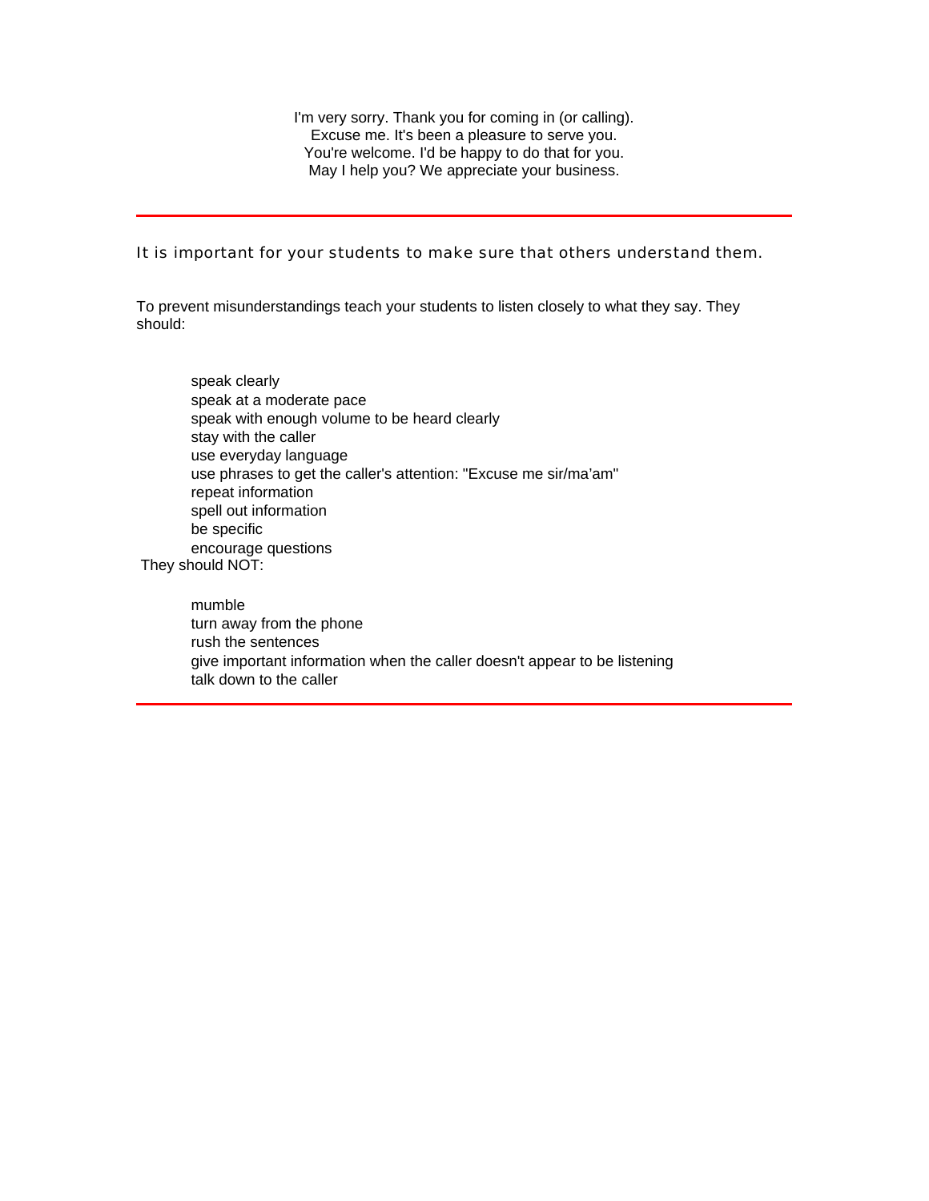I'm very sorry. Thank you for coming in (or calling).
Excuse me. It's been a pleasure to serve you.
You're welcome. I'd be happy to do that for you.
May I help you? We appreciate your business.

---

It is important for your students to make sure that others understand them.

To prevent misunderstandings teach your students to listen closely to what they say. They should:

- speak clearly
- speak at a moderate pace
- speak with enough volume to be heard clearly
- stay with the caller
- use everyday language
- use phrases to get the caller's attention: "Excuse me sir/ma'am"
- repeat information
- spell out information
- be specific
- encourage questions

They should NOT:

- mumble
- turn away from the phone
- rush the sentences
- give important information when the caller doesn't appear to be listening
- talk down to the caller

---